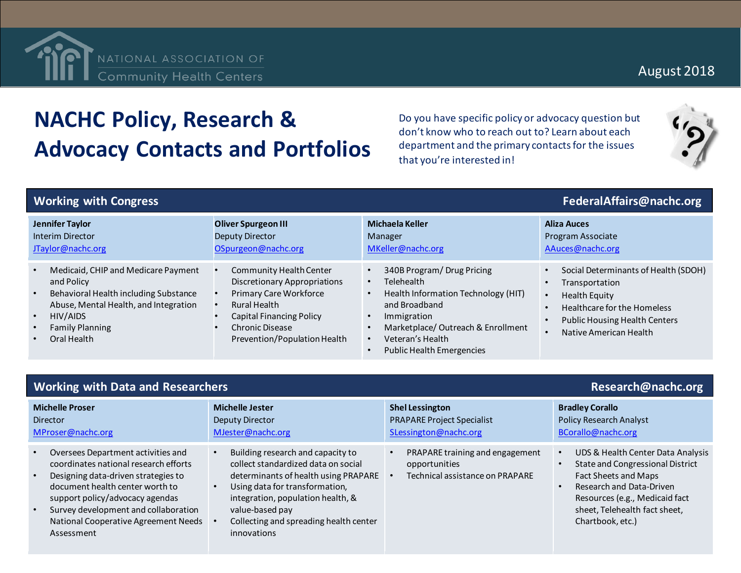NATIONAL ASSOCIATION OF Community Health Centers

August 2018

# NACHC Policy, Research & Advocacy Contacts and Portfolios

Do you have specific policy or advocacy question but don't know who to reach out to? Learn about each department and the primary contacts for the issues that you're interested in!

## Working with Congress — FederalAffairs@nachc.org

| Jennifer Taylor<br>Interim Director<br>JTaylor@nachc.org | Oliver Spurgeon III<br>Deputy Director<br>OSpurgeon@nachc.org | Michaela Keller<br>Manager<br>MKeller@nachc.org | Aliza Auces<br>Program Associate<br>AAuces@nachc.org |
|---|---|---|---|
| • Medicaid, CHIP and Medicare Payment and Policy<br>• Behavioral Health including Substance Abuse, Mental Health, and Integration<br>• HIV/AIDS<br>• Family Planning<br>• Oral Health | • Community Health Center Discretionary Appropriations<br>• Primary Care Workforce<br>• Rural Health<br>• Capital Financing Policy<br>• Chronic Disease Prevention/Population Health | • 340B Program/ Drug Pricing<br>• Telehealth<br>• Health Information Technology (HIT) and Broadband<br>• Immigration<br>• Marketplace/ Outreach & Enrollment<br>• Veteran's Health<br>• Public Health Emergencies | • Social Determinants of Health (SDOH)<br>• Transportation<br>• Health Equity<br>• Healthcare for the Homeless<br>• Public Housing Health Centers<br>• Native American Health |

## Working with Data and Researchers — Research@nachc.org

| Michelle Proser<br>Director<br>MProser@nachc.org | Michelle Jester<br>Deputy Director<br>MJester@nachc.org | Shel Lessington<br>PRAPARE Project Specialist<br>SLessington@nachc.org | Bradley Corallo<br>Policy Research Analyst<br>BCorallo@nachc.org |
|---|---|---|---|
| • Oversees Department activities and coordinates national research efforts<br>• Designing data-driven strategies to document health center worth to support policy/advocacy agendas<br>• Survey development and collaboration National Cooperative Agreement Needs Assessment | • Building research and capacity to collect standardized data on social determinants of health using PRAPARE<br>• Using data for transformation, integration, population health, & value-based pay<br>• Collecting and spreading health center innovations | • PRAPARE training and engagement opportunities<br>• Technical assistance on PRAPARE | • UDS & Health Center Data Analysis<br>• State and Congressional District Fact Sheets and Maps<br>• Research and Data-Driven Resources (e.g., Medicaid fact sheet, Telehealth fact sheet, Chartbook, etc.) |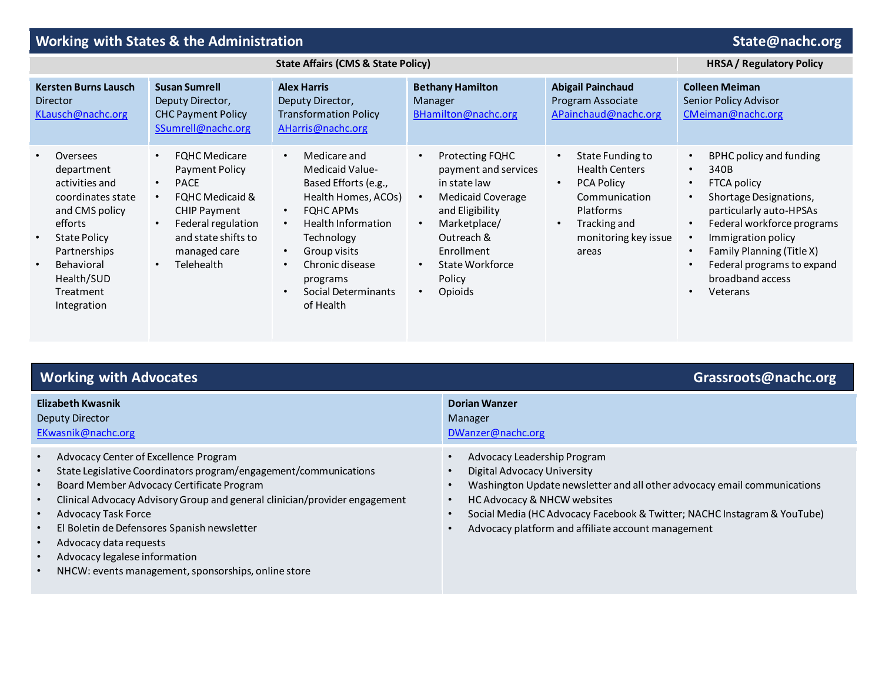## Working with States & the Administration — State@nachc.org

| State Affairs (CMS & State Policy) | | | | | HRSA / Regulatory Policy |
|---|---|---|---|---|---|
| **Kersten Burns Lausch**<br>Director<br>KLausch@nachc.org | **Susan Sumrell**<br>Deputy Director,<br>CHC Payment Policy<br>SSumrell@nachc.org | **Alex Harris**<br>Deputy Director,<br>Transformation Policy<br>AHarris@nachc.org | **Bethany Hamilton**<br>Manager<br>BHamilton@nachc.org | **Abigail Painchaud**<br>Program Associate<br>APainchaud@nachc.org | **Colleen Meiman**<br>Senior Policy Advisor<br>CMeiman@nachc.org |
| • Oversees department activities and coordinates state and CMS policy efforts<br>• State Policy Partnerships<br>• Behavioral Health/SUD Treatment Integration | • FQHC Medicare Payment Policy<br>• PACE<br>• FQHC Medicaid & CHIP Payment<br>• Federal regulation and state shifts to managed care<br>• Telehealth | • Medicare and Medicaid Value-Based Efforts (e.g., Health Homes, ACOs)<br>• FQHC APMs<br>• Health Information Technology<br>• Group visits<br>• Chronic disease programs<br>• Social Determinants of Health | • Protecting FQHC payment and services in state law<br>• Medicaid Coverage and Eligibility<br>• Marketplace/ Outreach & Enrollment<br>• State Workforce Policy<br>• Opioids | • State Funding to Health Centers<br>• PCA Policy Communication Platforms<br>• Tracking and monitoring key issue areas | • BPHC policy and funding<br>• 340B<br>• FTCA policy<br>• Shortage Designations, particularly auto-HPSAs<br>• Federal workforce programs<br>• Immigration policy<br>• Family Planning (Title X)<br>• Federal programs to expand broadband access<br>• Veterans |

## Working with Advocates — Grassroots@nachc.org

| | |
|---|---|
| **Elizabeth Kwasnik**<br>Deputy Director<br>EKwasnik@nachc.org | **Dorian Wanzer**<br>Manager<br>DWanzer@nachc.org |
| • Advocacy Center of Excellence Program<br>• State Legislative Coordinators program/engagement/communications<br>• Board Member Advocacy Certificate Program<br>• Clinical Advocacy Advisory Group and general clinician/provider engagement<br>• Advocacy Task Force<br>• El Boletin de Defensores Spanish newsletter<br>• Advocacy data requests<br>• Advocacy legalese information<br>• NHCW: events management, sponsorships, online store | • Advocacy Leadership Program<br>• Digital Advocacy University<br>• Washington Update newsletter and all other advocacy email communications<br>• HC Advocacy & NHCW websites<br>• Social Media (HC Advocacy Facebook & Twitter; NACHC Instagram & YouTube)<br>• Advocacy platform and affiliate account management |